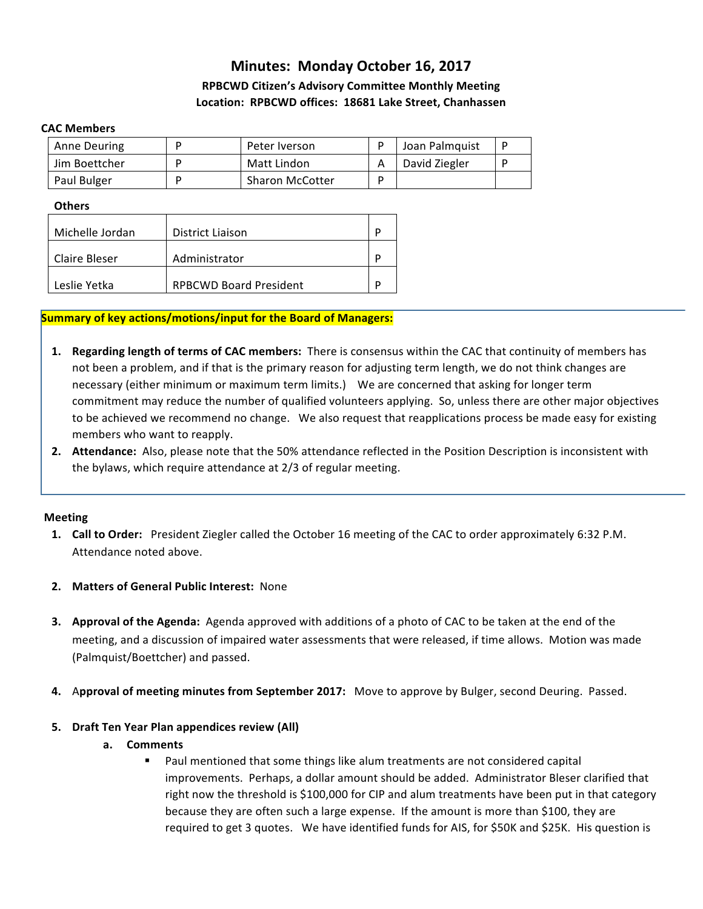# Minutes: Monday October 16, 2017

**RPBCWD Citizen's Advisory Committee Monthly Meeting**
**Location: RPBCWD offices: 18681 Lake Street, Chanhassen**

**CAC Members**

| | | | | | |
|---|---|---|---|---|---|
| Anne Deuring | P | Peter Iverson | P | Joan Palmquist | P |
| Jim Boettcher | P | Matt Lindon | A | David Ziegler | P |
| Paul Bulger | P | Sharon McCotter | P | | |

**Others**

| | | |
|---|---|---|
| Michelle Jordan | District Liaison | P |
| Claire Bleser | Administrator | P |
| Leslie Yetka | RPBCWD Board President | P |

**Summary of key actions/motions/input for the Board of Managers:**

1. **Regarding length of terms of CAC members:** There is consensus within the CAC that continuity of members has not been a problem, and if that is the primary reason for adjusting term length, we do not think changes are necessary (either minimum or maximum term limits.) We are concerned that asking for longer term commitment may reduce the number of qualified volunteers applying. So, unless there are other major objectives to be achieved we recommend no change. We also request that reapplications process be made easy for existing members who want to reapply.
2. **Attendance:** Also, please note that the 50% attendance reflected in the Position Description is inconsistent with the bylaws, which require attendance at 2/3 of regular meeting.

**Meeting**

1. **Call to Order:** President Ziegler called the October 16 meeting of the CAC to order approximately 6:32 P.M. Attendance noted above.
2. **Matters of General Public Interest:** None
3. **Approval of the Agenda:** Agenda approved with additions of a photo of CAC to be taken at the end of the meeting, and a discussion of impaired water assessments that were released, if time allows. Motion was made (Palmquist/Boettcher) and passed.
4. **Approval of meeting minutes from September 2017:** Move to approve by Bulger, second Deuring. Passed.
5. **Draft Ten Year Plan appendices review (All)**
   a. **Comments**
      - Paul mentioned that some things like alum treatments are not considered capital improvements. Perhaps, a dollar amount should be added. Administrator Bleser clarified that right now the threshold is $100,000 for CIP and alum treatments have been put in that category because they are often such a large expense. If the amount is more than $100, they are required to get 3 quotes. We have identified funds for AIS, for $50K and $25K. His question is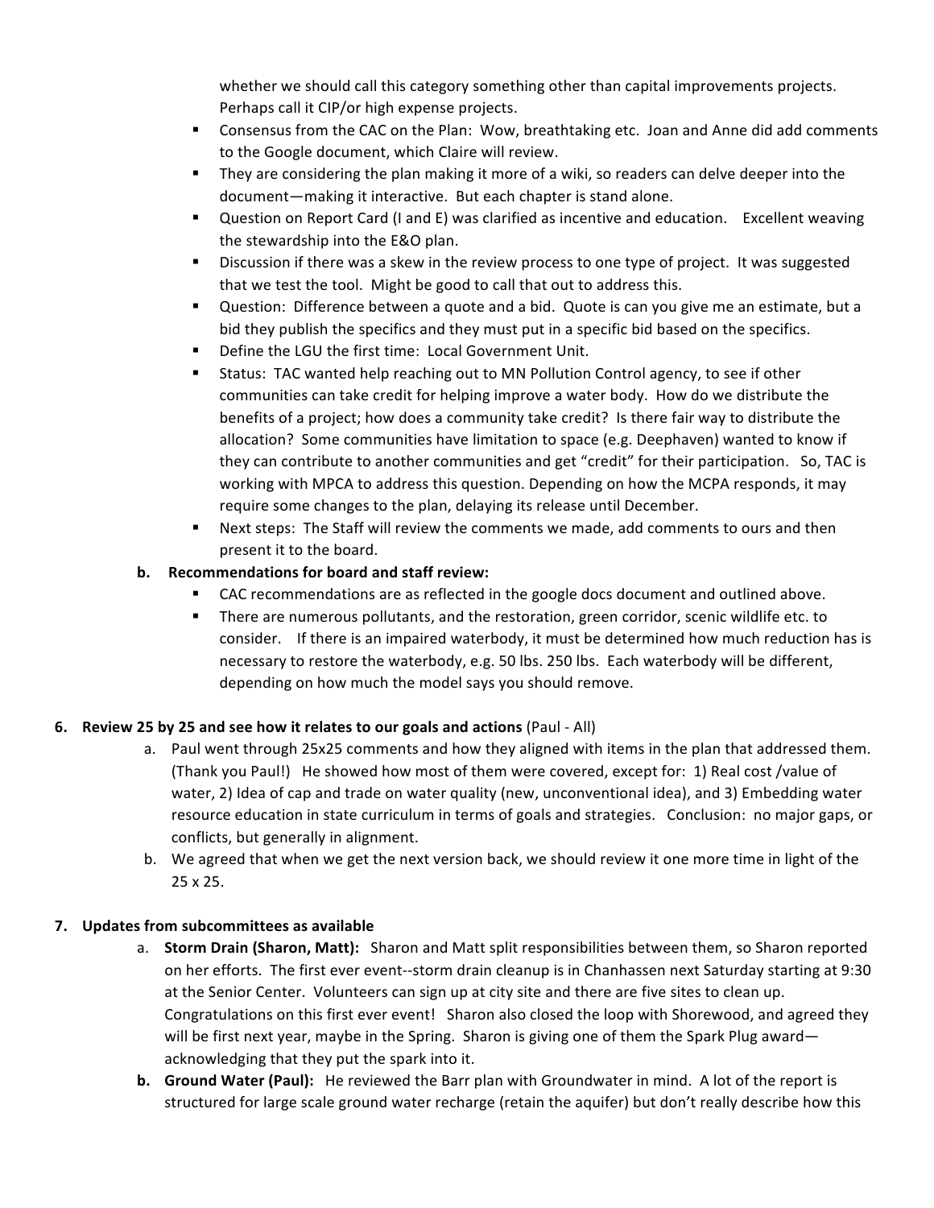whether we should call this category something other than capital improvements projects. Perhaps call it CIP/or high expense projects.

- Consensus from the CAC on the Plan: Wow, breathtaking etc. Joan and Anne did add comments to the Google document, which Claire will review.
- They are considering the plan making it more of a wiki, so readers can delve deeper into the document—making it interactive. But each chapter is stand alone.
- Question on Report Card (I and E) was clarified as incentive and education. Excellent weaving the stewardship into the E&O plan.
- Discussion if there was a skew in the review process to one type of project. It was suggested that we test the tool. Might be good to call that out to address this.
- Question: Difference between a quote and a bid. Quote is can you give me an estimate, but a bid they publish the specifics and they must put in a specific bid based on the specifics.
- Define the LGU the first time: Local Government Unit.
- Status: TAC wanted help reaching out to MN Pollution Control agency, to see if other communities can take credit for helping improve a water body. How do we distribute the benefits of a project; how does a community take credit? Is there fair way to distribute the allocation? Some communities have limitation to space (e.g. Deephaven) wanted to know if they can contribute to another communities and get "credit" for their participation. So, TAC is working with MPCA to address this question. Depending on how the MCPA responds, it may require some changes to the plan, delaying its release until December.
- Next steps: The Staff will review the comments we made, add comments to ours and then present it to the board.

**b. Recommendations for board and staff review:**

- CAC recommendations are as reflected in the google docs document and outlined above.
- There are numerous pollutants, and the restoration, green corridor, scenic wildlife etc. to consider. If there is an impaired waterbody, it must be determined how much reduction has is necessary to restore the waterbody, e.g. 50 lbs. 250 lbs. Each waterbody will be different, depending on how much the model says you should remove.

**6. Review 25 by 25 and see how it relates to our goals and actions** (Paul - All)

a. Paul went through 25x25 comments and how they aligned with items in the plan that addressed them. (Thank you Paul!) He showed how most of them were covered, except for: 1) Real cost /value of water, 2) Idea of cap and trade on water quality (new, unconventional idea), and 3) Embedding water resource education in state curriculum in terms of goals and strategies. Conclusion: no major gaps, or conflicts, but generally in alignment.

b. We agreed that when we get the next version back, we should review it one more time in light of the 25 x 25.

**7. Updates from subcommittees as available**

a. **Storm Drain (Sharon, Matt):** Sharon and Matt split responsibilities between them, so Sharon reported on her efforts. The first ever event--storm drain cleanup is in Chanhassen next Saturday starting at 9:30 at the Senior Center. Volunteers can sign up at city site and there are five sites to clean up. Congratulations on this first ever event! Sharon also closed the loop with Shorewood, and agreed they will be first next year, maybe in the Spring. Sharon is giving one of them the Spark Plug award—acknowledging that they put the spark into it.

**b. Ground Water (Paul):** He reviewed the Barr plan with Groundwater in mind. A lot of the report is structured for large scale ground water recharge (retain the aquifer) but don't really describe how this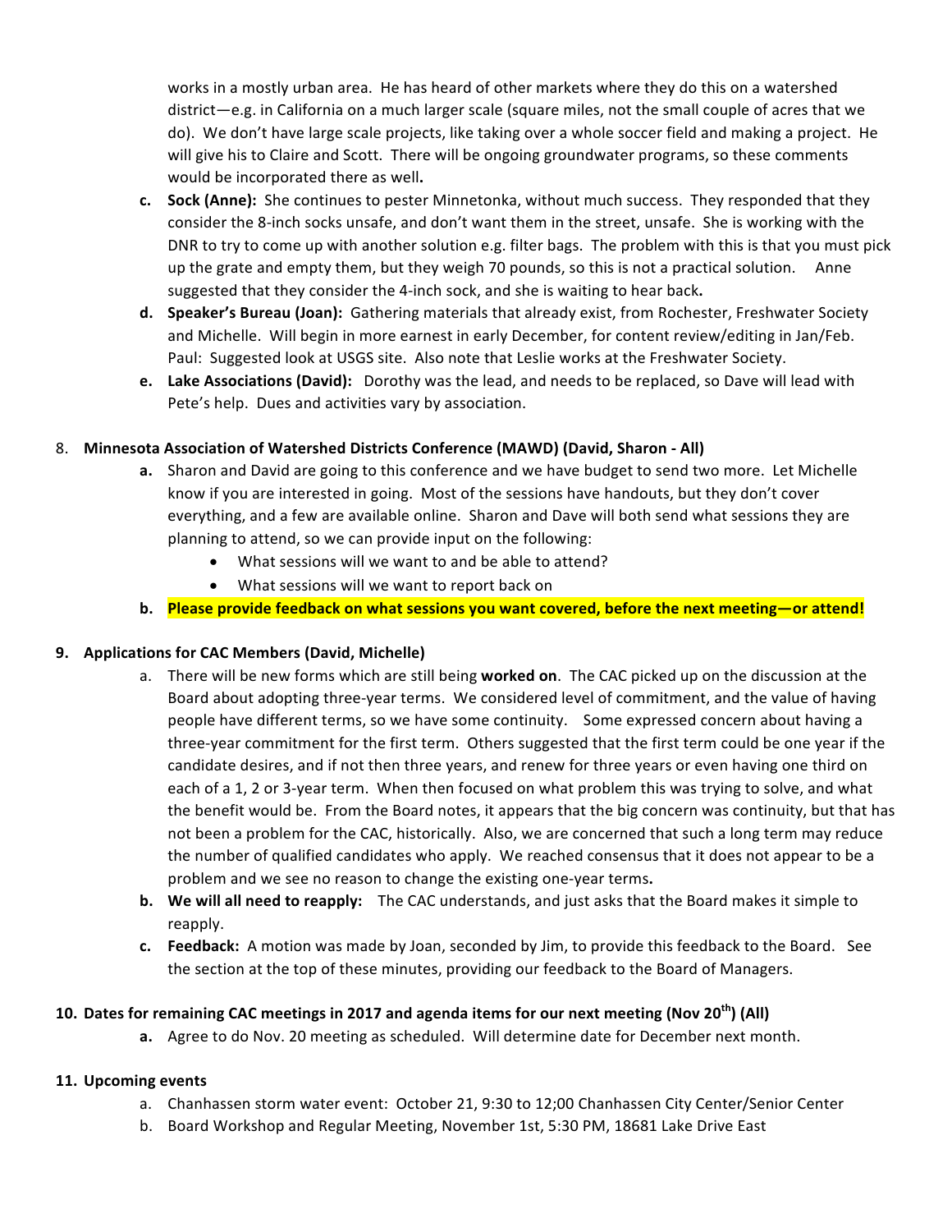works in a mostly urban area. He has heard of other markets where they do this on a watershed district—e.g. in California on a much larger scale (square miles, not the small couple of acres that we do). We don't have large scale projects, like taking over a whole soccer field and making a project. He will give his to Claire and Scott. There will be ongoing groundwater programs, so these comments would be incorporated there as well**.**

c. **Sock (Anne):** She continues to pester Minnetonka, without much success. They responded that they consider the 8-inch socks unsafe, and don't want them in the street, unsafe. She is working with the DNR to try to come up with another solution e.g. filter bags. The problem with this is that you must pick up the grate and empty them, but they weigh 70 pounds, so this is not a practical solution. Anne suggested that they consider the 4-inch sock, and she is waiting to hear back**.**

d. **Speaker's Bureau (Joan):** Gathering materials that already exist, from Rochester, Freshwater Society and Michelle. Will begin in more earnest in early December, for content review/editing in Jan/Feb. Paul: Suggested look at USGS site. Also note that Leslie works at the Freshwater Society.

e. **Lake Associations (David):** Dorothy was the lead, and needs to be replaced, so Dave will lead with Pete's help. Dues and activities vary by association.

8. **Minnesota Association of Watershed Districts Conference (MAWD) (David, Sharon - All)**
   a. Sharon and David are going to this conference and we have budget to send two more. Let Michelle know if you are interested in going. Most of the sessions have handouts, but they don't cover everything, and a few are available online. Sharon and Dave will both send what sessions they are planning to attend, so we can provide input on the following:
      - What sessions will we want to and be able to attend?
      - What sessions will we want to report back on
   b. **Please provide feedback on what sessions you want covered, before the next meeting—or attend!**

9. **Applications for CAC Members (David, Michelle)**
   a. There will be new forms which are still being **worked on**. The CAC picked up on the discussion at the Board about adopting three-year terms. We considered level of commitment, and the value of having people have different terms, so we have some continuity. Some expressed concern about having a three-year commitment for the first term. Others suggested that the first term could be one year if the candidate desires, and if not then three years, and renew for three years or even having one third on each of a 1, 2 or 3-year term. When then focused on what problem this was trying to solve, and what the benefit would be. From the Board notes, it appears that the big concern was continuity, but that has not been a problem for the CAC, historically. Also, we are concerned that such a long term may reduce the number of qualified candidates who apply. We reached consensus that it does not appear to be a problem and we see no reason to change the existing one-year terms**.**
   b. **We will all need to reapply:** The CAC understands, and just asks that the Board makes it simple to reapply.
   c. **Feedback:** A motion was made by Joan, seconded by Jim, to provide this feedback to the Board. See the section at the top of these minutes, providing our feedback to the Board of Managers.

10. **Dates for remaining CAC meetings in 2017 and agenda items for our next meeting (Nov 20th) (All)**
    a. Agree to do Nov. 20 meeting as scheduled. Will determine date for December next month.

11. **Upcoming events**
    a. Chanhassen storm water event: October 21, 9:30 to 12;00 Chanhassen City Center/Senior Center
    b. Board Workshop and Regular Meeting, November 1st, 5:30 PM, 18681 Lake Drive East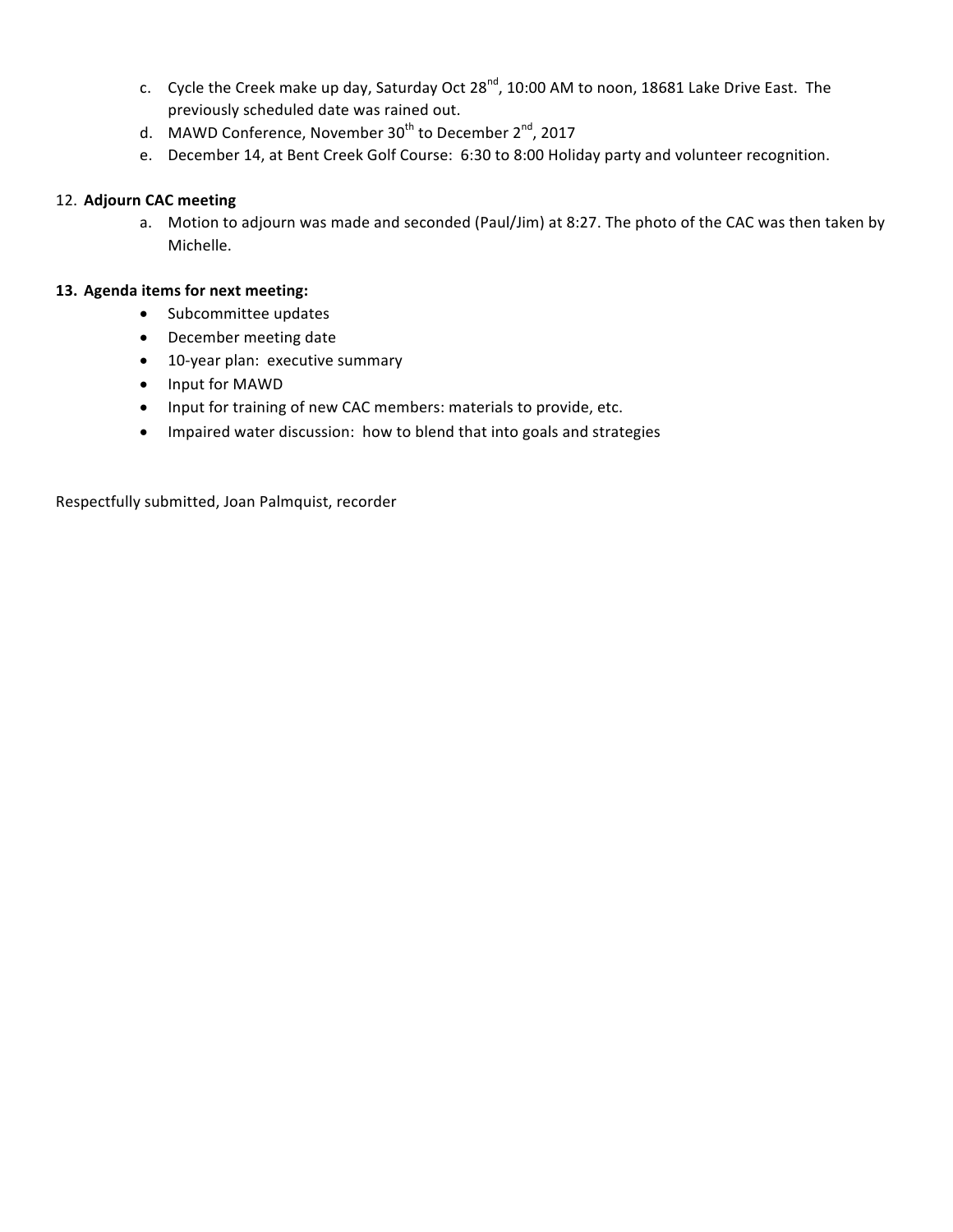c. Cycle the Creek make up day, Saturday Oct 28th, 10:00 AM to noon, 18681 Lake Drive East. The previously scheduled date was rained out.
d. MAWD Conference, November 30th to December 2nd, 2017
e. December 14, at Bent Creek Golf Course: 6:30 to 8:00 Holiday party and volunteer recognition.

12. **Adjourn CAC meeting**
    a. Motion to adjourn was made and seconded (Paul/Jim) at 8:27. The photo of the CAC was then taken by Michelle.

13. **Agenda items for next meeting:**
    - Subcommittee updates
    - December meeting date
    - 10-year plan: executive summary
    - Input for MAWD
    - Input for training of new CAC members: materials to provide, etc.
    - Impaired water discussion: how to blend that into goals and strategies

Respectfully submitted, Joan Palmquist, recorder